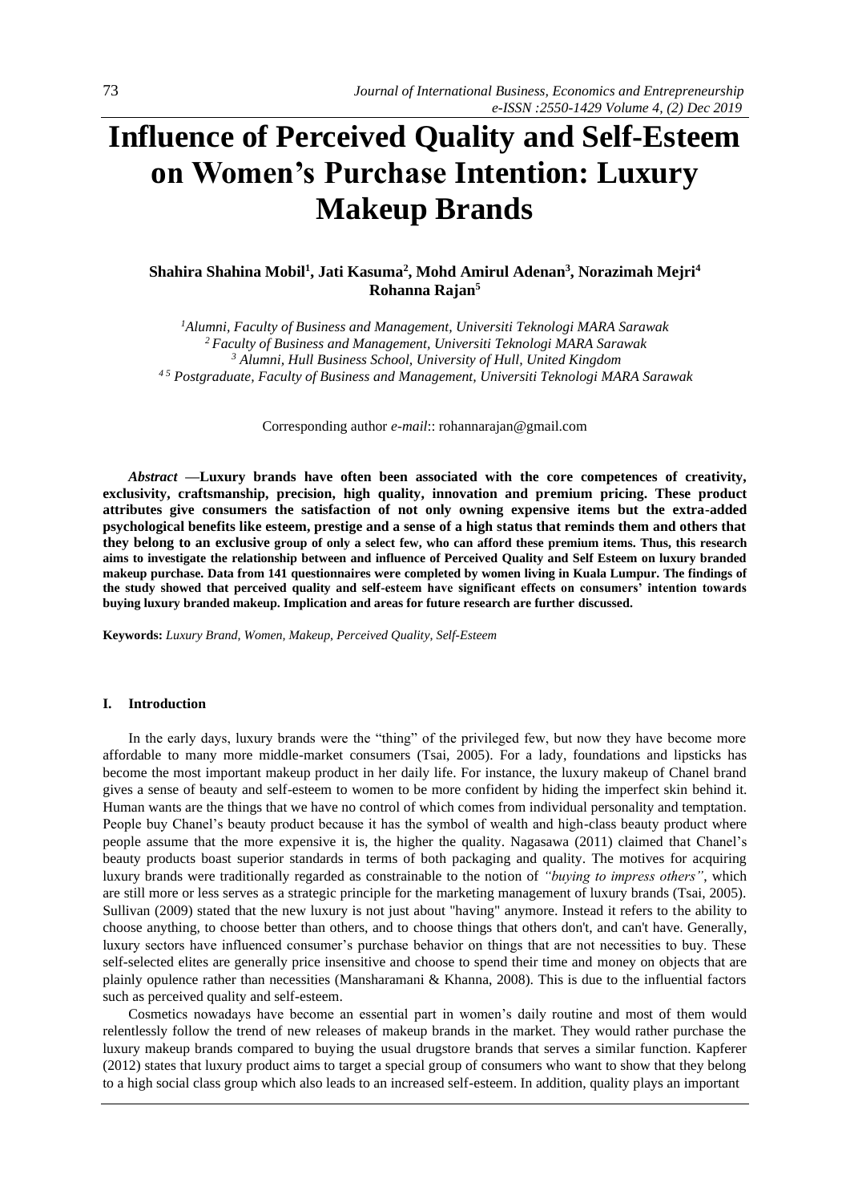# Influence of Perceived Quality and Self-Esteem on Women's Purchase Intention: Luxury Makeup Brands

**Shahira Shahina Mobil[1], Jati Kasuma[2], Mohd Amirul Adenan[3], Norazimah Mejri[4] Rohanna Rajan[5]**

*[1]Alumni, Faculty of Business and Management, Universiti Teknologi MARA Sarawak*
*[2]Faculty of Business and Management, Universiti Teknologi MARA Sarawak*
*[3]Alumni, Hull Business School, University of Hull, United Kingdom*
*[4 5]Postgraduate, Faculty of Business and Management, Universiti Teknologi MARA Sarawak*

Corresponding author *e-mail*:: rohannarajan@gmail.com

***Abstract* —Luxury brands have often been associated with the core competences of creativity, exclusivity, craftsmanship, precision, high quality, innovation and premium pricing. These product attributes give consumers the satisfaction of not only owning expensive items but the extra-added psychological benefits like esteem, prestige and a sense of a high status that reminds them and others that they belong to an exclusive group of only a select few, who can afford these premium items. Thus, this research aims to investigate the relationship between and influence of Perceived Quality and Self Esteem on luxury branded makeup purchase. Data from 141 questionnaires were completed by women living in Kuala Lumpur. The findings of the study showed that perceived quality and self-esteem have significant effects on consumers' intention towards buying luxury branded makeup. Implication and areas for future research are further discussed.**

**Keywords:** *Luxury Brand, Women, Makeup, Perceived Quality, Self-Esteem*

## I. Introduction

In the early days, luxury brands were the "thing" of the privileged few, but now they have become more affordable to many more middle-market consumers (Tsai, 2005). For a lady, foundations and lipsticks has become the most important makeup product in her daily life. For instance, the luxury makeup of Chanel brand gives a sense of beauty and self-esteem to women to be more confident by hiding the imperfect skin behind it. Human wants are the things that we have no control of which comes from individual personality and temptation. People buy Chanel's beauty product because it has the symbol of wealth and high-class beauty product where people assume that the more expensive it is, the higher the quality. Nagasawa (2011) claimed that Chanel's beauty products boast superior standards in terms of both packaging and quality. The motives for acquiring luxury brands were traditionally regarded as constrainable to the notion of *"buying to impress others"*, which are still more or less serves as a strategic principle for the marketing management of luxury brands (Tsai, 2005). Sullivan (2009) stated that the new luxury is not just about "having" anymore. Instead it refers to the ability to choose anything, to choose better than others, and to choose things that others don't, and can't have. Generally, luxury sectors have influenced consumer's purchase behavior on things that are not necessities to buy. These self-selected elites are generally price insensitive and choose to spend their time and money on objects that are plainly opulence rather than necessities (Mansharamani & Khanna, 2008). This is due to the influential factors such as perceived quality and self-esteem.

Cosmetics nowadays have become an essential part in women's daily routine and most of them would relentlessly follow the trend of new releases of makeup brands in the market. They would rather purchase the luxury makeup brands compared to buying the usual drugstore brands that serves a similar function. Kapferer (2012) states that luxury product aims to target a special group of consumers who want to show that they belong to a high social class group which also leads to an increased self-esteem. In addition, quality plays an important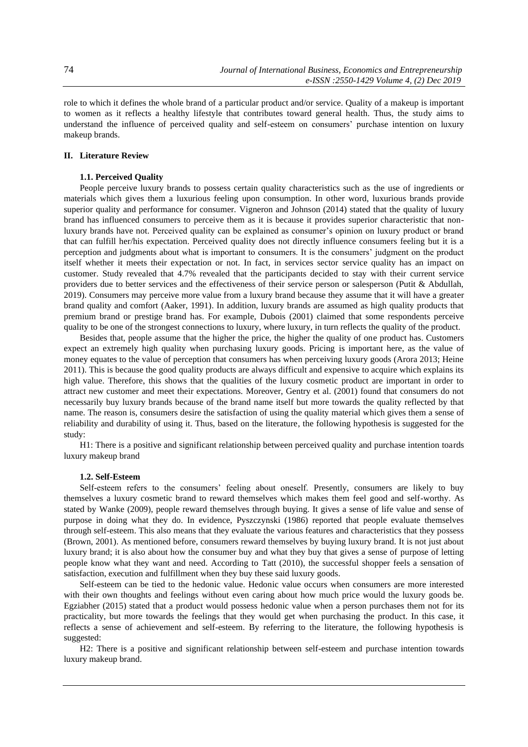role to which it defines the whole brand of a particular product and/or service. Quality of a makeup is important to women as it reflects a healthy lifestyle that contributes toward general health. Thus, the study aims to understand the influence of perceived quality and self-esteem on consumers' purchase intention on luxury makeup brands.

## II. Literature Review

### 1.1. Perceived Quality

People perceive luxury brands to possess certain quality characteristics such as the use of ingredients or materials which gives them a luxurious feeling upon consumption. In other word, luxurious brands provide superior quality and performance for consumer. Vigneron and Johnson (2014) stated that the quality of luxury brand has influenced consumers to perceive them as it is because it provides superior characteristic that non-luxury brands have not. Perceived quality can be explained as consumer's opinion on luxury product or brand that can fulfill her/his expectation. Perceived quality does not directly influence consumers feeling but it is a perception and judgments about what is important to consumers. It is the consumers' judgment on the product itself whether it meets their expectation or not. In fact, in services sector service quality has an impact on customer. Study revealed that 4.7% revealed that the participants decided to stay with their current service providers due to better services and the effectiveness of their service person or salesperson (Putit & Abdullah, 2019). Consumers may perceive more value from a luxury brand because they assume that it will have a greater brand quality and comfort (Aaker, 1991). In addition, luxury brands are assumed as high quality products that premium brand or prestige brand has. For example, Dubois (2001) claimed that some respondents perceive quality to be one of the strongest connections to luxury, where luxury, in turn reflects the quality of the product.

Besides that, people assume that the higher the price, the higher the quality of one product has. Customers expect an extremely high quality when purchasing luxury goods. Pricing is important here, as the value of money equates to the value of perception that consumers has when perceiving luxury goods (Arora 2013; Heine 2011). This is because the good quality products are always difficult and expensive to acquire which explains its high value. Therefore, this shows that the qualities of the luxury cosmetic product are important in order to attract new customer and meet their expectations. Moreover, Gentry et al. (2001) found that consumers do not necessarily buy luxury brands because of the brand name itself but more towards the quality reflected by that name. The reason is, consumers desire the satisfaction of using the quality material which gives them a sense of reliability and durability of using it. Thus, based on the literature, the following hypothesis is suggested for the study:

H1: There is a positive and significant relationship between perceived quality and purchase intention toards luxury makeup brand

### 1.2. Self-Esteem

Self-esteem refers to the consumers' feeling about oneself. Presently, consumers are likely to buy themselves a luxury cosmetic brand to reward themselves which makes them feel good and self-worthy. As stated by Wanke (2009), people reward themselves through buying. It gives a sense of life value and sense of purpose in doing what they do. In evidence, Pyszczynski (1986) reported that people evaluate themselves through self-esteem. This also means that they evaluate the various features and characteristics that they possess (Brown, 2001). As mentioned before, consumers reward themselves by buying luxury brand. It is not just about luxury brand; it is also about how the consumer buy and what they buy that gives a sense of purpose of letting people know what they want and need. According to Tatt (2010), the successful shopper feels a sensation of satisfaction, execution and fulfillment when they buy these said luxury goods.

Self-esteem can be tied to the hedonic value. Hedonic value occurs when consumers are more interested with their own thoughts and feelings without even caring about how much price would the luxury goods be. Egziabher (2015) stated that a product would possess hedonic value when a person purchases them not for its practicality, but more towards the feelings that they would get when purchasing the product. In this case, it reflects a sense of achievement and self-esteem. By referring to the literature, the following hypothesis is suggested:

H2: There is a positive and significant relationship between self-esteem and purchase intention towards luxury makeup brand.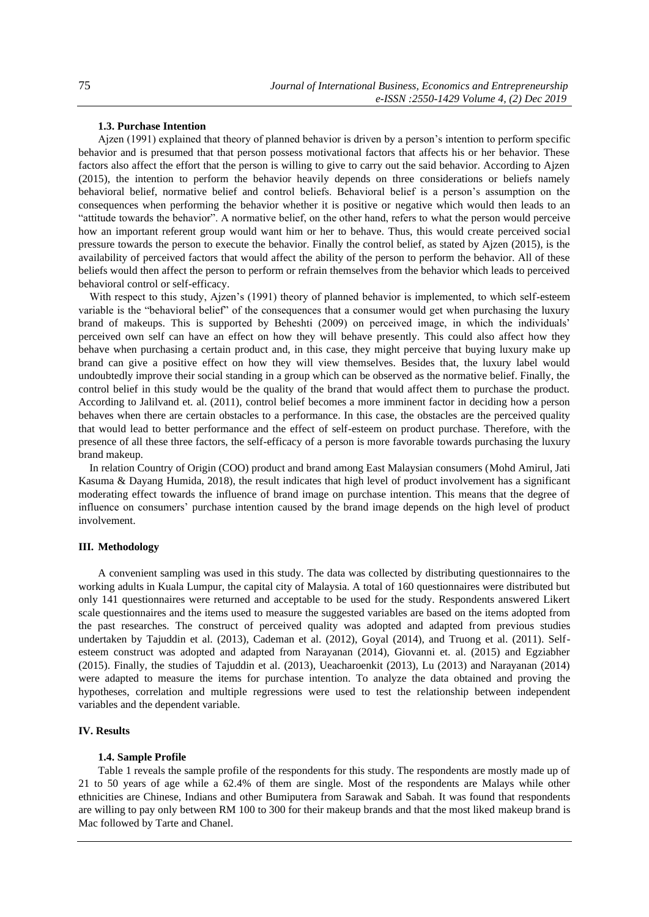### 1.3. Purchase Intention

Ajzen (1991) explained that theory of planned behavior is driven by a person's intention to perform specific behavior and is presumed that that person possess motivational factors that affects his or her behavior. These factors also affect the effort that the person is willing to give to carry out the said behavior. According to Ajzen (2015), the intention to perform the behavior heavily depends on three considerations or beliefs namely behavioral belief, normative belief and control beliefs. Behavioral belief is a person's assumption on the consequences when performing the behavior whether it is positive or negative which would then leads to an "attitude towards the behavior". A normative belief, on the other hand, refers to what the person would perceive how an important referent group would want him or her to behave. Thus, this would create perceived social pressure towards the person to execute the behavior. Finally the control belief, as stated by Ajzen (2015), is the availability of perceived factors that would affect the ability of the person to perform the behavior. All of these beliefs would then affect the person to perform or refrain themselves from the behavior which leads to perceived behavioral control or self-efficacy.

With respect to this study, Ajzen's (1991) theory of planned behavior is implemented, to which self-esteem variable is the "behavioral belief" of the consequences that a consumer would get when purchasing the luxury brand of makeups. This is supported by Beheshti (2009) on perceived image, in which the individuals' perceived own self can have an effect on how they will behave presently. This could also affect how they behave when purchasing a certain product and, in this case, they might perceive that buying luxury make up brand can give a positive effect on how they will view themselves. Besides that, the luxury label would undoubtedly improve their social standing in a group which can be observed as the normative belief. Finally, the control belief in this study would be the quality of the brand that would affect them to purchase the product. According to Jalilvand et. al. (2011), control belief becomes a more imminent factor in deciding how a person behaves when there are certain obstacles to a performance. In this case, the obstacles are the perceived quality that would lead to better performance and the effect of self-esteem on product purchase. Therefore, with the presence of all these three factors, the self-efficacy of a person is more favorable towards purchasing the luxury brand makeup.

In relation Country of Origin (COO) product and brand among East Malaysian consumers (Mohd Amirul, Jati Kasuma & Dayang Humida, 2018), the result indicates that high level of product involvement has a significant moderating effect towards the influence of brand image on purchase intention. This means that the degree of influence on consumers' purchase intention caused by the brand image depends on the high level of product involvement.

## III. Methodology

A convenient sampling was used in this study. The data was collected by distributing questionnaires to the working adults in Kuala Lumpur, the capital city of Malaysia. A total of 160 questionnaires were distributed but only 141 questionnaires were returned and acceptable to be used for the study. Respondents answered Likert scale questionnaires and the items used to measure the suggested variables are based on the items adopted from the past researches. The construct of perceived quality was adopted and adapted from previous studies undertaken by Tajuddin et al. (2013), Cademan et al. (2012), Goyal (2014), and Truong et al. (2011). Self-esteem construct was adopted and adapted from Narayanan (2014), Giovanni et. al. (2015) and Egziabher (2015). Finally, the studies of Tajuddin et al. (2013), Ueacharoenkit (2013), Lu (2013) and Narayanan (2014) were adapted to measure the items for purchase intention. To analyze the data obtained and proving the hypotheses, correlation and multiple regressions were used to test the relationship between independent variables and the dependent variable.

## IV. Results

### 1.4. Sample Profile

Table 1 reveals the sample profile of the respondents for this study. The respondents are mostly made up of 21 to 50 years of age while a 62.4% of them are single. Most of the respondents are Malays while other ethnicities are Chinese, Indians and other Bumiputera from Sarawak and Sabah. It was found that respondents are willing to pay only between RM 100 to 300 for their makeup brands and that the most liked makeup brand is Mac followed by Tarte and Chanel.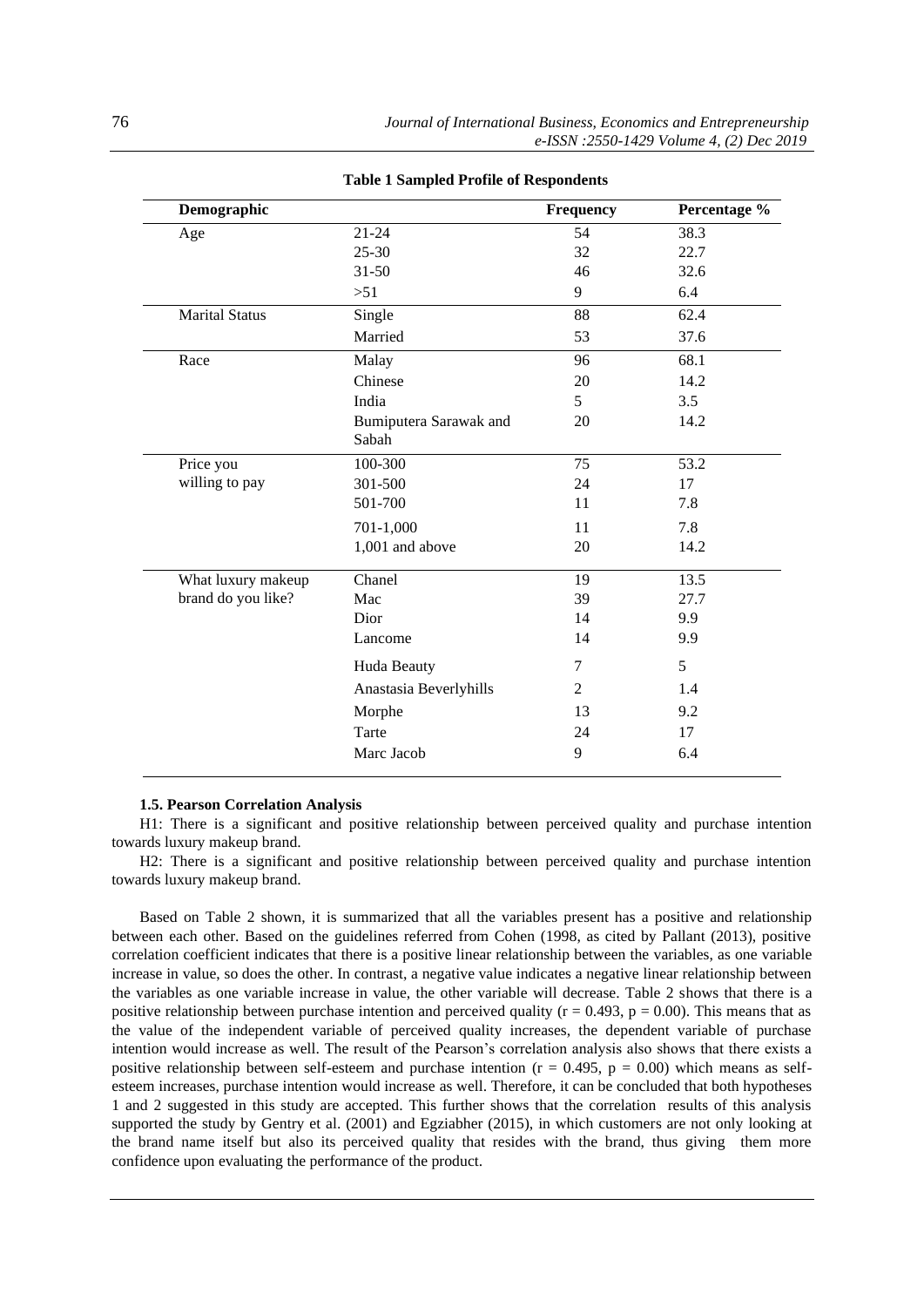**Table 1 Sampled Profile of Respondents**

| Demographic | | Frequency | Percentage % |
|---|---|---|---|
| Age | 21-24 | 54 | 38.3 |
| | 25-30 | 32 | 22.7 |
| | 31-50 | 46 | 32.6 |
| | >51 | 9 | 6.4 |
| Marital Status | Single | 88 | 62.4 |
| | Married | 53 | 37.6 |
| Race | Malay | 96 | 68.1 |
| | Chinese | 20 | 14.2 |
| | India | 5 | 3.5 |
| | Bumiputera Sarawak and Sabah | 20 | 14.2 |
| Price you willing to pay | 100-300 | 75 | 53.2 |
| | 301-500 | 24 | 17 |
| | 501-700 | 11 | 7.8 |
| | 701-1,000 | 11 | 7.8 |
| | 1,001 and above | 20 | 14.2 |
| What luxury makeup brand do you like? | Chanel | 19 | 13.5 |
| | Mac | 39 | 27.7 |
| | Dior | 14 | 9.9 |
| | Lancome | 14 | 9.9 |
| | Huda Beauty | 7 | 5 |
| | Anastasia Beverlyhills | 2 | 1.4 |
| | Morphe | 13 | 9.2 |
| | Tarte | 24 | 17 |
| | Marc Jacob | 9 | 6.4 |

**1.5. Pearson Correlation Analysis**

H1: There is a significant and positive relationship between perceived quality and purchase intention towards luxury makeup brand.

H2: There is a significant and positive relationship between perceived quality and purchase intention towards luxury makeup brand.

Based on Table 2 shown, it is summarized that all the variables present has a positive and relationship between each other. Based on the guidelines referred from Cohen (1998, as cited by Pallant (2013), positive correlation coefficient indicates that there is a positive linear relationship between the variables, as one variable increase in value, so does the other. In contrast, a negative value indicates a negative linear relationship between the variables as one variable increase in value, the other variable will decrease. Table 2 shows that there is a positive relationship between purchase intention and perceived quality ($r = 0.493$, $p = 0.00$). This means that as the value of the independent variable of perceived quality increases, the dependent variable of purchase intention would increase as well. The result of the Pearson's correlation analysis also shows that there exists a positive relationship between self-esteem and purchase intention ($r = 0.495$, $p = 0.00$) which means as self-esteem increases, purchase intention would increase as well. Therefore, it can be concluded that both hypotheses 1 and 2 suggested in this study are accepted. This further shows that the correlation results of this analysis supported the study by Gentry et al. (2001) and Egziabher (2015), in which customers are not only looking at the brand name itself but also its perceived quality that resides with the brand, thus giving them more confidence upon evaluating the performance of the product.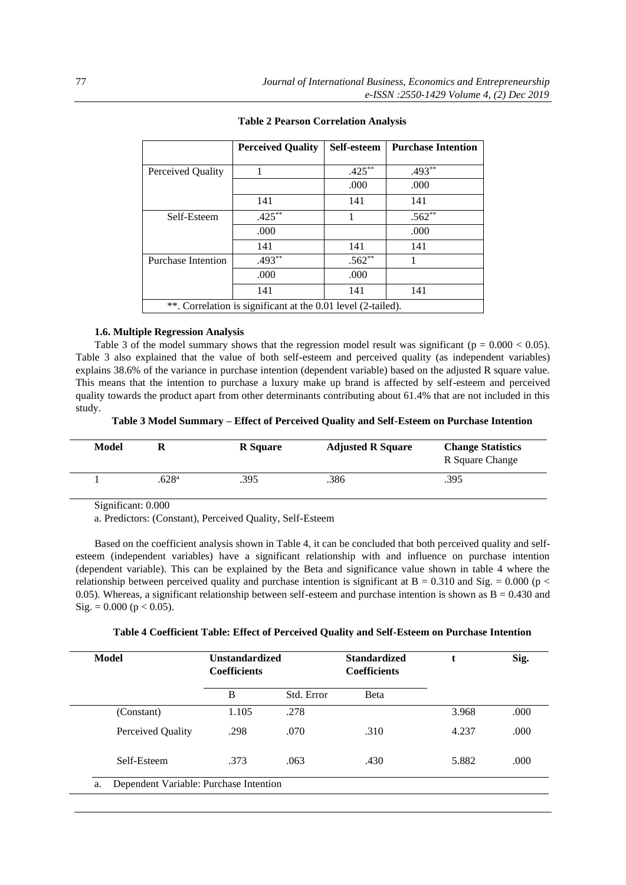**Table 2 Pearson Correlation Analysis**

| | Perceived Quality | Self-esteem | Purchase Intention |
|---|---|---|---|
| Perceived Quality | 1 | .425** | .493** |
| | | .000 | .000 |
| | 141 | 141 | 141 |
| Self-Esteem | .425** | 1 | .562** |
| | .000 | | .000 |
| | 141 | 141 | 141 |
| Purchase Intention | .493** | .562** | 1 |
| | .000 | .000 | |
| | 141 | 141 | 141 |
| **. Correlation is significant at the 0.01 level (2-tailed). | | | |

### 1.6. Multiple Regression Analysis

Table 3 of the model summary shows that the regression model result was significant ($p = 0.000 < 0.05$). Table 3 also explained that the value of both self-esteem and perceived quality (as independent variables) explains 38.6% of the variance in purchase intention (dependent variable) based on the adjusted R square value. This means that the intention to purchase a luxury make up brand is affected by self-esteem and perceived quality towards the product apart from other determinants contributing about 61.4% that are not included in this study.

**Table 3 Model Summary – Effect of Perceived Quality and Self-Esteem on Purchase Intention**

| Model | R | R Square | Adjusted R Square | Change Statistics R Square Change |
|---|---|---|---|---|
| 1 | .628[a] | .395 | .386 | .395 |

Significant: 0.000

a. Predictors: (Constant), Perceived Quality, Self-Esteem

Based on the coefficient analysis shown in Table 4, it can be concluded that both perceived quality and self-esteem (independent variables) have a significant relationship with and influence on purchase intention (dependent variable). This can be explained by the Beta and significance value shown in table 4 where the relationship between perceived quality and purchase intention is significant at B = 0.310 and Sig. = 0.000 ($p < 0.05$). Whereas, a significant relationship between self-esteem and purchase intention is shown as B = 0.430 and Sig. = 0.000 ($p < 0.05$).

**Table 4 Coefficient Table: Effect of Perceived Quality and Self-Esteem on Purchase Intention**

| Model | Unstandardized Coefficients | | Standardized Coefficients | t | Sig. |
|---|---|---|---|---|---|
| | B | Std. Error | Beta | | |
| (Constant) | 1.105 | .278 | | 3.968 | .000 |
| Perceived Quality | .298 | .070 | .310 | 4.237 | .000 |
| Self-Esteem | .373 | .063 | .430 | 5.882 | .000 |

a. Dependent Variable: Purchase Intention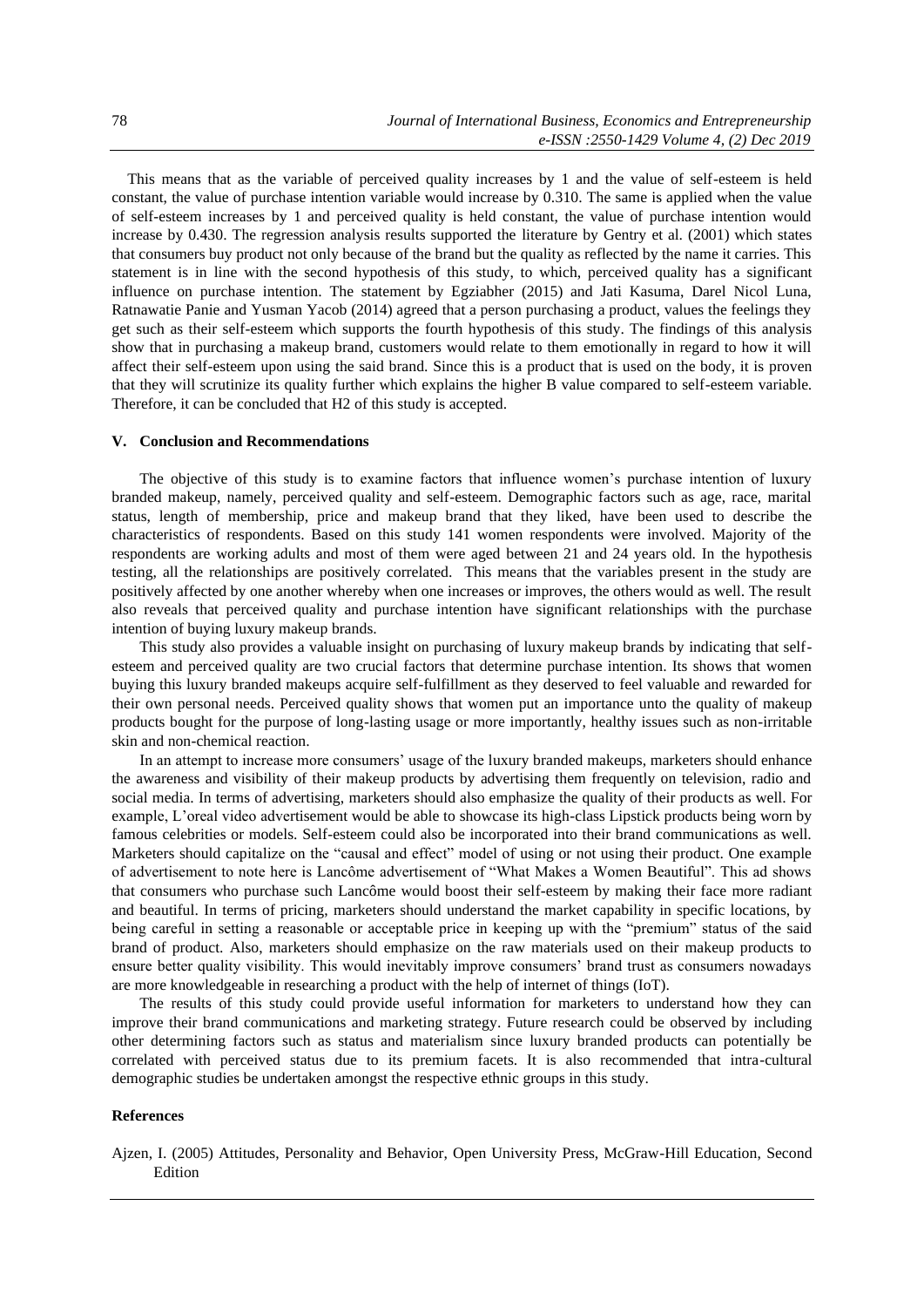This means that as the variable of perceived quality increases by 1 and the value of self-esteem is held constant, the value of purchase intention variable would increase by 0.310. The same is applied when the value of self-esteem increases by 1 and perceived quality is held constant, the value of purchase intention would increase by 0.430. The regression analysis results supported the literature by Gentry et al. (2001) which states that consumers buy product not only because of the brand but the quality as reflected by the name it carries. This statement is in line with the second hypothesis of this study, to which, perceived quality has a significant influence on purchase intention. The statement by Egziabher (2015) and Jati Kasuma, Darel Nicol Luna, Ratnawatie Panie and Yusman Yacob (2014) agreed that a person purchasing a product, values the feelings they get such as their self-esteem which supports the fourth hypothesis of this study. The findings of this analysis show that in purchasing a makeup brand, customers would relate to them emotionally in regard to how it will affect their self-esteem upon using the said brand. Since this is a product that is used on the body, it is proven that they will scrutinize its quality further which explains the higher B value compared to self-esteem variable. Therefore, it can be concluded that H2 of this study is accepted.

## V. Conclusion and Recommendations

The objective of this study is to examine factors that influence women's purchase intention of luxury branded makeup, namely, perceived quality and self-esteem. Demographic factors such as age, race, marital status, length of membership, price and makeup brand that they liked, have been used to describe the characteristics of respondents. Based on this study 141 women respondents were involved. Majority of the respondents are working adults and most of them were aged between 21 and 24 years old. In the hypothesis testing, all the relationships are positively correlated. This means that the variables present in the study are positively affected by one another whereby when one increases or improves, the others would as well. The result also reveals that perceived quality and purchase intention have significant relationships with the purchase intention of buying luxury makeup brands.

This study also provides a valuable insight on purchasing of luxury makeup brands by indicating that self-esteem and perceived quality are two crucial factors that determine purchase intention. Its shows that women buying this luxury branded makeups acquire self-fulfillment as they deserved to feel valuable and rewarded for their own personal needs. Perceived quality shows that women put an importance unto the quality of makeup products bought for the purpose of long-lasting usage or more importantly, healthy issues such as non-irritable skin and non-chemical reaction.

In an attempt to increase more consumers' usage of the luxury branded makeups, marketers should enhance the awareness and visibility of their makeup products by advertising them frequently on television, radio and social media. In terms of advertising, marketers should also emphasize the quality of their products as well. For example, L'oreal video advertisement would be able to showcase its high-class Lipstick products being worn by famous celebrities or models. Self-esteem could also be incorporated into their brand communications as well. Marketers should capitalize on the "causal and effect" model of using or not using their product. One example of advertisement to note here is Lancôme advertisement of "What Makes a Women Beautiful". This ad shows that consumers who purchase such Lancôme would boost their self-esteem by making their face more radiant and beautiful. In terms of pricing, marketers should understand the market capability in specific locations, by being careful in setting a reasonable or acceptable price in keeping up with the "premium" status of the said brand of product. Also, marketers should emphasize on the raw materials used on their makeup products to ensure better quality visibility. This would inevitably improve consumers' brand trust as consumers nowadays are more knowledgeable in researching a product with the help of internet of things (IoT).

The results of this study could provide useful information for marketers to understand how they can improve their brand communications and marketing strategy. Future research could be observed by including other determining factors such as status and materialism since luxury branded products can potentially be correlated with perceived status due to its premium facets. It is also recommended that intra-cultural demographic studies be undertaken amongst the respective ethnic groups in this study.

## References

Ajzen, I. (2005) Attitudes, Personality and Behavior, Open University Press, McGraw-Hill Education, Second Edition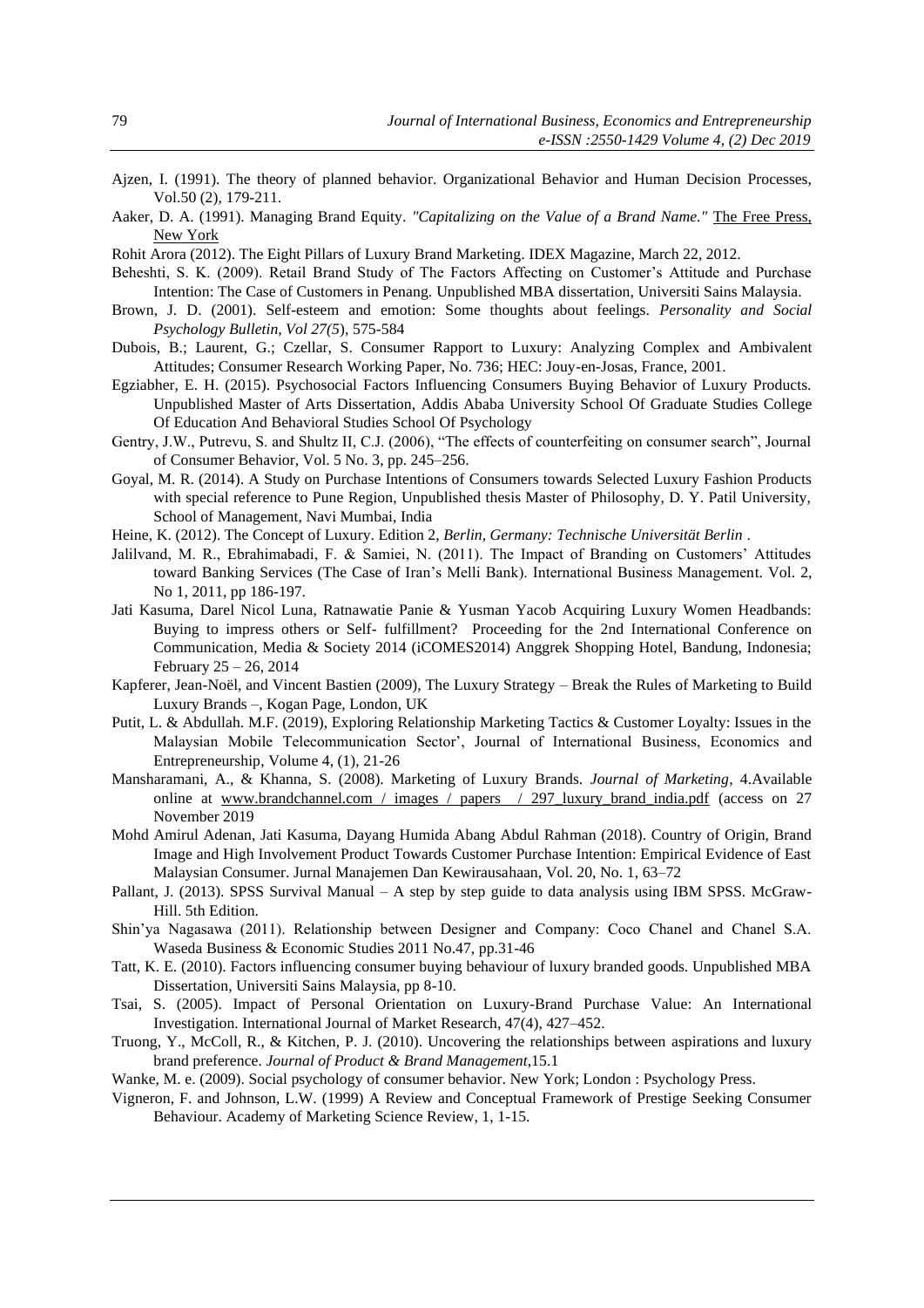Ajzen, I. (1991). The theory of planned behavior. Organizational Behavior and Human Decision Processes, Vol.50 (2), 179-211.

Aaker, D. A. (1991). Managing Brand Equity. *"Capitalizing on the Value of a Brand Name."* The Free Press, New York

Rohit Arora (2012). The Eight Pillars of Luxury Brand Marketing. IDEX Magazine, March 22, 2012.

Beheshti, S. K. (2009). Retail Brand Study of The Factors Affecting on Customer's Attitude and Purchase Intention: The Case of Customers in Penang. Unpublished MBA dissertation, Universiti Sains Malaysia.

Brown, J. D. (2001). Self-esteem and emotion: Some thoughts about feelings. *Personality and Social Psychology Bulletin, Vol 27(5*), 575-584

Dubois, B.; Laurent, G.; Czellar, S. Consumer Rapport to Luxury: Analyzing Complex and Ambivalent Attitudes; Consumer Research Working Paper, No. 736; HEC: Jouy-en-Josas, France, 2001.

Egziabher, E. H. (2015). Psychosocial Factors Influencing Consumers Buying Behavior of Luxury Products. Unpublished Master of Arts Dissertation, Addis Ababa University School Of Graduate Studies College Of Education And Behavioral Studies School Of Psychology

Gentry, J.W., Putrevu, S. and Shultz II, C.J. (2006), "The effects of counterfeiting on consumer search", Journal of Consumer Behavior, Vol. 5 No. 3, pp. 245–256.

Goyal, M. R. (2014). A Study on Purchase Intentions of Consumers towards Selected Luxury Fashion Products with special reference to Pune Region, Unpublished thesis Master of Philosophy, D. Y. Patil University, School of Management, Navi Mumbai, India

Heine, K. (2012). The Concept of Luxury. Edition 2, *Berlin, Germany: Technische Universität Berlin* .

Jalilvand, M. R., Ebrahimabadi, F. & Samiei, N. (2011). The Impact of Branding on Customers' Attitudes toward Banking Services (The Case of Iran's Melli Bank). International Business Management. Vol. 2, No 1, 2011, pp 186-197.

Jati Kasuma, Darel Nicol Luna, Ratnawatie Panie & Yusman Yacob Acquiring Luxury Women Headbands: Buying to impress others or Self- fulfillment? Proceeding for the 2nd International Conference on Communication, Media & Society 2014 (iCOMES2014) Anggrek Shopping Hotel, Bandung, Indonesia; February 25 – 26, 2014

Kapferer, Jean-Noël, and Vincent Bastien (2009), The Luxury Strategy – Break the Rules of Marketing to Build Luxury Brands –, Kogan Page, London, UK

Putit, L. & Abdullah. M.F. (2019), Exploring Relationship Marketing Tactics & Customer Loyalty: Issues in the Malaysian Mobile Telecommunication Sector', Journal of International Business, Economics and Entrepreneurship, Volume 4, (1), 21-26

Mansharamani, A., & Khanna, S. (2008). Marketing of Luxury Brands. *Journal of Marketing*, 4.Available online at www.brandchannel.com / images / papers / 297_luxury_brand_india.pdf (access on 27 November 2019

Mohd Amirul Adenan, Jati Kasuma, Dayang Humida Abang Abdul Rahman (2018). Country of Origin, Brand Image and High Involvement Product Towards Customer Purchase Intention: Empirical Evidence of East Malaysian Consumer. Jurnal Manajemen Dan Kewirausahaan, Vol. 20, No. 1, 63–72

Pallant, J. (2013). SPSS Survival Manual – A step by step guide to data analysis using IBM SPSS. McGraw-Hill. 5th Edition.

Shin'ya Nagasawa (2011). Relationship between Designer and Company: Coco Chanel and Chanel S.A. Waseda Business & Economic Studies 2011 No.47, pp.31-46

Tatt, K. E. (2010). Factors influencing consumer buying behaviour of luxury branded goods. Unpublished MBA Dissertation, Universiti Sains Malaysia, pp 8-10.

Tsai, S. (2005). Impact of Personal Orientation on Luxury-Brand Purchase Value: An International Investigation. International Journal of Market Research, 47(4), 427–452.

Truong, Y., McColl, R., & Kitchen, P. J. (2010). Uncovering the relationships between aspirations and luxury brand preference. *Journal of Product & Brand Management*,15.1

Wanke, M. e. (2009). Social psychology of consumer behavior. New York; London : Psychology Press.

Vigneron, F. and Johnson, L.W. (1999) A Review and Conceptual Framework of Prestige Seeking Consumer Behaviour. Academy of Marketing Science Review, 1, 1-15.